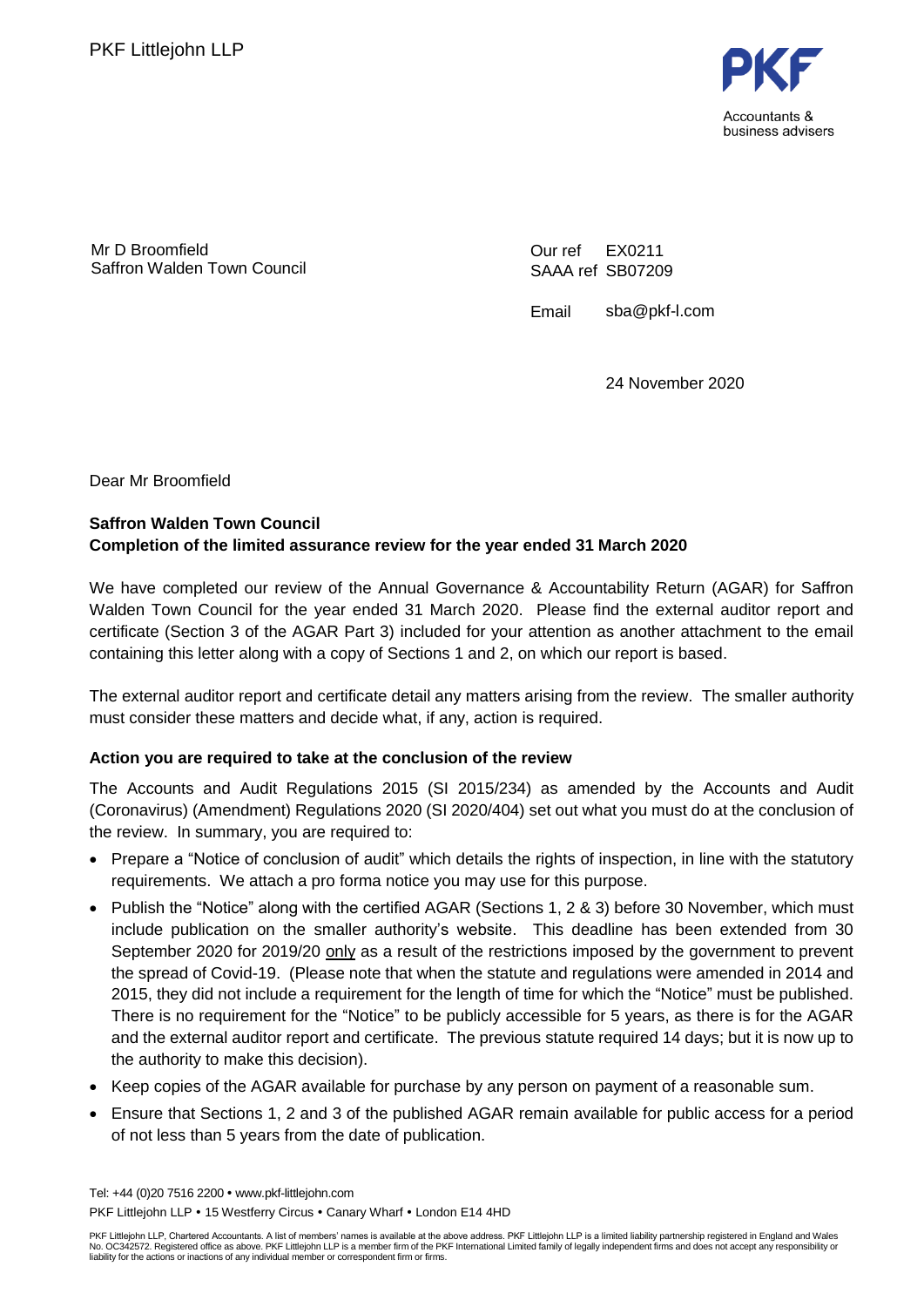PKF Littlejohn LLP

PKF
Accountants & business advisers

Mr D Broomfield
Saffron Walden Town Council

Our ref EX0211
SAAA ref SB07209

Email sba@pkf-l.com

24 November 2020

Dear Mr Broomfield

**Saffron Walden Town Council**
**Completion of the limited assurance review for the year ended 31 March 2020**

We have completed our review of the Annual Governance & Accountability Return (AGAR) for Saffron Walden Town Council for the year ended 31 March 2020. Please find the external auditor report and certificate (Section 3 of the AGAR Part 3) included for your attention as another attachment to the email containing this letter along with a copy of Sections 1 and 2, on which our report is based.

The external auditor report and certificate detail any matters arising from the review. The smaller authority must consider these matters and decide what, if any, action is required.

**Action you are required to take at the conclusion of the review**

The Accounts and Audit Regulations 2015 (SI 2015/234) as amended by the Accounts and Audit (Coronavirus) (Amendment) Regulations 2020 (SI 2020/404) set out what you must do at the conclusion of the review. In summary, you are required to:

- Prepare a "Notice of conclusion of audit" which details the rights of inspection, in line with the statutory requirements. We attach a pro forma notice you may use for this purpose.
- Publish the "Notice" along with the certified AGAR (Sections 1, 2 & 3) before 30 November, which must include publication on the smaller authority's website. This deadline has been extended from 30 September 2020 for 2019/20 only as a result of the restrictions imposed by the government to prevent the spread of Covid-19. (Please note that when the statute and regulations were amended in 2014 and 2015, they did not include a requirement for the length of time for which the "Notice" must be published. There is no requirement for the "Notice" to be publicly accessible for 5 years, as there is for the AGAR and the external auditor report and certificate. The previous statute required 14 days; but it is now up to the authority to make this decision).
- Keep copies of the AGAR available for purchase by any person on payment of a reasonable sum.
- Ensure that Sections 1, 2 and 3 of the published AGAR remain available for public access for a period of not less than 5 years from the date of publication.

Tel: +44 (0)20 7516 2200 • www.pkf-littlejohn.com
PKF Littlejohn LLP • 15 Westferry Circus • Canary Wharf • London E14 4HD

PKF Littlejohn LLP, Chartered Accountants. A list of members' names is available at the above address. PKF Littlejohn LLP is a limited liability partnership registered in England and Wales No. OC342572. Registered office as above. PKF Littlejohn LLP is a member firm of the PKF International Limited family of legally independent firms and does not accept any responsibility or liability for the actions or inactions of any individual member or correspondent firm or firms.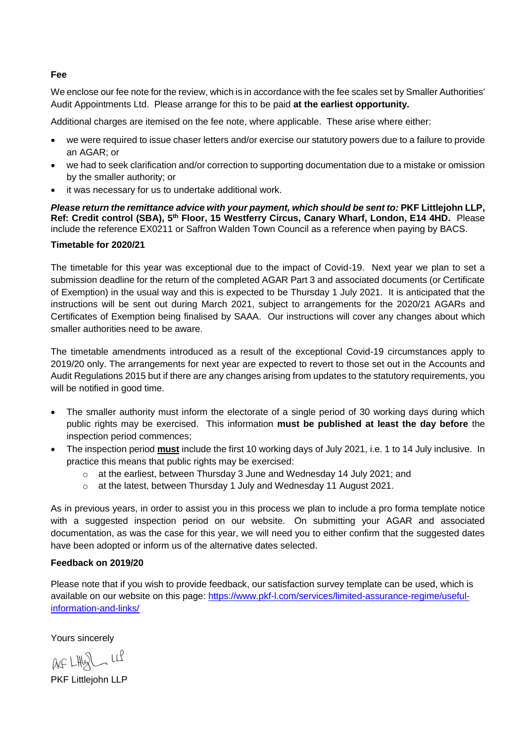**Fee**

We enclose our fee note for the review, which is in accordance with the fee scales set by Smaller Authorities' Audit Appointments Ltd. Please arrange for this to be paid **at the earliest opportunity.**

Additional charges are itemised on the fee note, where applicable. These arise where either:

- we were required to issue chaser letters and/or exercise our statutory powers due to a failure to provide an AGAR; or
- we had to seek clarification and/or correction to supporting documentation due to a mistake or omission by the smaller authority; or
- it was necessary for us to undertake additional work.

***Please return the remittance advice with your payment, which should be sent to:*** **PKF Littlejohn LLP, Ref: Credit control (SBA), 5th Floor, 15 Westferry Circus, Canary Wharf, London, E14 4HD.** Please include the reference EX0211 or Saffron Walden Town Council as a reference when paying by BACS.

**Timetable for 2020/21**

The timetable for this year was exceptional due to the impact of Covid-19. Next year we plan to set a submission deadline for the return of the completed AGAR Part 3 and associated documents (or Certificate of Exemption) in the usual way and this is expected to be Thursday 1 July 2021. It is anticipated that the instructions will be sent out during March 2021, subject to arrangements for the 2020/21 AGARs and Certificates of Exemption being finalised by SAAA. Our instructions will cover any changes about which smaller authorities need to be aware.

The timetable amendments introduced as a result of the exceptional Covid-19 circumstances apply to 2019/20 only. The arrangements for next year are expected to revert to those set out in the Accounts and Audit Regulations 2015 but if there are any changes arising from updates to the statutory requirements, you will be notified in good time.

- The smaller authority must inform the electorate of a single period of 30 working days during which public rights may be exercised. This information **must be published at least the day before** the inspection period commences;
- The inspection period **must** include the first 10 working days of July 2021, i.e. 1 to 14 July inclusive. In practice this means that public rights may be exercised:
  - at the earliest, between Thursday 3 June and Wednesday 14 July 2021; and
  - at the latest, between Thursday 1 July and Wednesday 11 August 2021.

As in previous years, in order to assist you in this process we plan to include a pro forma template notice with a suggested inspection period on our website. On submitting your AGAR and associated documentation, as was the case for this year, we will need you to either confirm that the suggested dates have been adopted or inform us of the alternative dates selected.

**Feedback on 2019/20**

Please note that if you wish to provide feedback, our satisfaction survey template can be used, which is available on our website on this page: [https://www.pkf-l.com/services/limited-assurance-regime/useful-information-and-links/](https://www.pkf-l.com/services/limited-assurance-regime/useful-information-and-links/)

Yours sincerely

PKF Littlejohn LLP

PKF Littlejohn LLP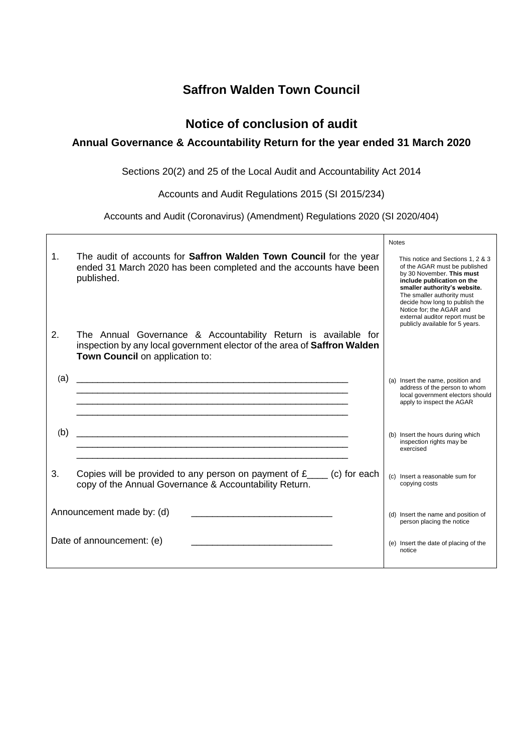# Saffron Walden Town Council

## Notice of conclusion of audit

### Annual Governance & Accountability Return for the year ended 31 March 2020

Sections 20(2) and 25 of the Local Audit and Accountability Act 2014

Accounts and Audit Regulations 2015 (SI 2015/234)

Accounts and Audit (Coronavirus) (Amendment) Regulations 2020 (SI 2020/404)

| | Notes |
|---|---|
| 1. The audit of accounts for **Saffron Walden Town Council** for the year ended 31 March 2020 has been completed and the accounts have been published. | This notice and Sections 1, 2 & 3 of the AGAR must be published by 30 November. **This must include publication on the smaller authority's website.** The smaller authority must decide how long to publish the Notice for; the AGAR and external auditor report must be publicly available for 5 years. |
| 2. The Annual Governance & Accountability Return is available for inspection by any local government elector of the area of **Saffron Walden Town Council** on application to: | |
| (a) ______________________________ | (a) Insert the name, position and address of the person to whom local government electors should apply to inspect the AGAR |
| (b) ______________________________ | (b) Insert the hours during which inspection rights may be exercised |
| 3. Copies will be provided to any person on payment of £____ (c) for each copy of the Annual Governance & Accountability Return. | (c) Insert a reasonable sum for copying costs |
| Announcement made by: (d) ______________________________ | (d) Insert the name and position of person placing the notice |
| Date of announcement: (e) ______________________________ | (e) Insert the date of placing of the notice |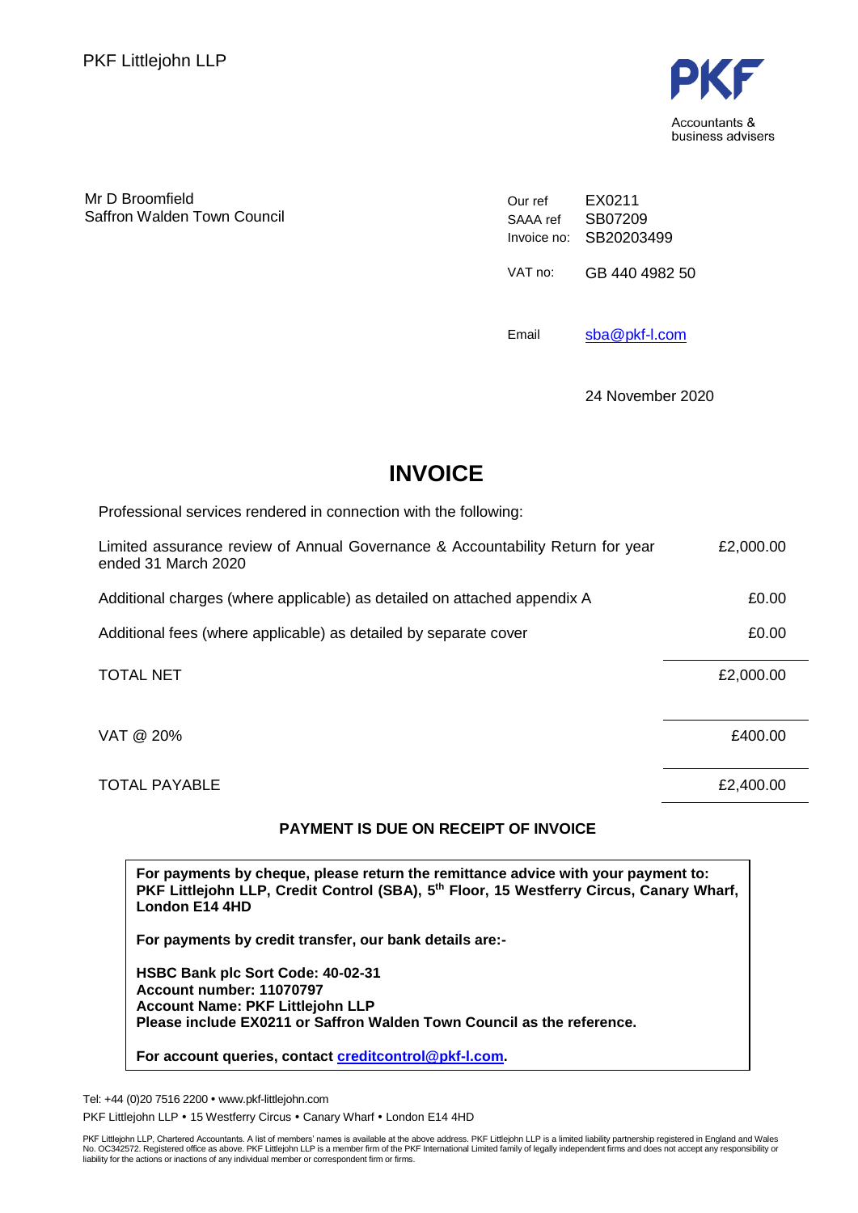PKF Littlejohn LLP

PKF
Accountants & business advisers

Mr D Broomfield
Saffron Walden Town Council

| | |
|---|---|
| Our ref | EX0211 |
| SAAA ref | SB07209 |
| Invoice no: | SB20203499 |
| VAT no: | GB 440 4982 50 |
| Email | sba@pkf-l.com |

24 November 2020

# INVOICE

Professional services rendered in connection with the following:

| | |
|---|---|
| Limited assurance review of Annual Governance & Accountability Return for year ended 31 March 2020 | £2,000.00 |
| Additional charges (where applicable) as detailed on attached appendix A | £0.00 |
| Additional fees (where applicable) as detailed by separate cover | £0.00 |
| TOTAL NET | £2,000.00 |
| VAT @ 20% | £400.00 |
| TOTAL PAYABLE | £2,400.00 |

**PAYMENT IS DUE ON RECEIPT OF INVOICE**

**For payments by cheque, please return the remittance advice with your payment to: PKF Littlejohn LLP, Credit Control (SBA), 5th Floor, 15 Westferry Circus, Canary Wharf, London E14 4HD**

**For payments by credit transfer, our bank details are:-**

**HSBC Bank plc Sort Code: 40-02-31**
**Account number: 11070797**
**Account Name: PKF Littlejohn LLP**
**Please include EX0211 or Saffron Walden Town Council as the reference.**

**For account queries, contact creditcontrol@pkf-l.com.**

Tel: +44 (0)20 7516 2200 • www.pkf-littlejohn.com

PKF Littlejohn LLP • 15 Westferry Circus • Canary Wharf • London E14 4HD

PKF Littlejohn LLP, Chartered Accountants. A list of members' names is available at the above address. PKF Littlejohn LLP is a limited liability partnership registered in England and Wales No. OC342572. Registered office as above. PKF Littlejohn LLP is a member firm of the PKF International Limited family of legally independent firms and does not accept any responsibility or liability for the actions or inactions of any individual member or correspondent firm or firms.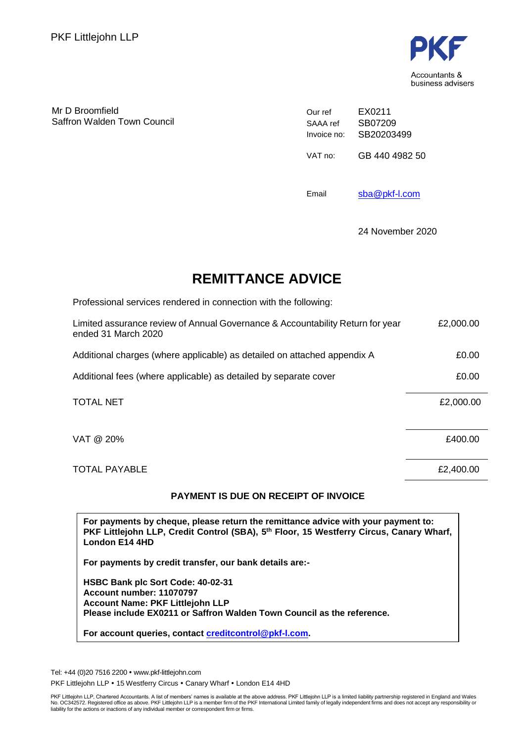PKF Littlejohn LLP

PKF

Accountants & business advisers

Mr D Broomfield
Saffron Walden Town Council

| | |
|---|---|
| Our ref | EX0211 |
| SAAA ref | SB07209 |
| Invoice no: | SB20203499 |
| VAT no: | GB 440 4982 50 |
| Email | sba@pkf-l.com |

24 November 2020

# REMITTANCE ADVICE

Professional services rendered in connection with the following:

| | |
|---|---|
| Limited assurance review of Annual Governance & Accountability Return for year ended 31 March 2020 | £2,000.00 |
| Additional charges (where applicable) as detailed on attached appendix A | £0.00 |
| Additional fees (where applicable) as detailed by separate cover | £0.00 |
| TOTAL NET | £2,000.00 |
| VAT @ 20% | £400.00 |
| TOTAL PAYABLE | £2,400.00 |

**PAYMENT IS DUE ON RECEIPT OF INVOICE**

**For payments by cheque, please return the remittance advice with your payment to: PKF Littlejohn LLP, Credit Control (SBA), 5th Floor, 15 Westferry Circus, Canary Wharf, London E14 4HD**

**For payments by credit transfer, our bank details are:-**

**HSBC Bank plc Sort Code: 40-02-31**
**Account number: 11070797**
**Account Name: PKF Littlejohn LLP**
**Please include EX0211 or Saffron Walden Town Council as the reference.**

**For account queries, contact creditcontrol@pkf-l.com.**

Tel: +44 (0)20 7516 2200 • www.pkf-littlejohn.com
PKF Littlejohn LLP • 15 Westferry Circus • Canary Wharf • London E14 4HD

PKF Littlejohn LLP, Chartered Accountants. A list of members' names is available at the above address. PKF Littlejohn LLP is a limited liability partnership registered in England and Wales No. OC342572. Registered office as above. PKF Littlejohn LLP is a member firm of the PKF International Limited family of legally independent firms and does not accept any responsibility or liability for the actions or inactions of any individual member or correspondent firm or firms.